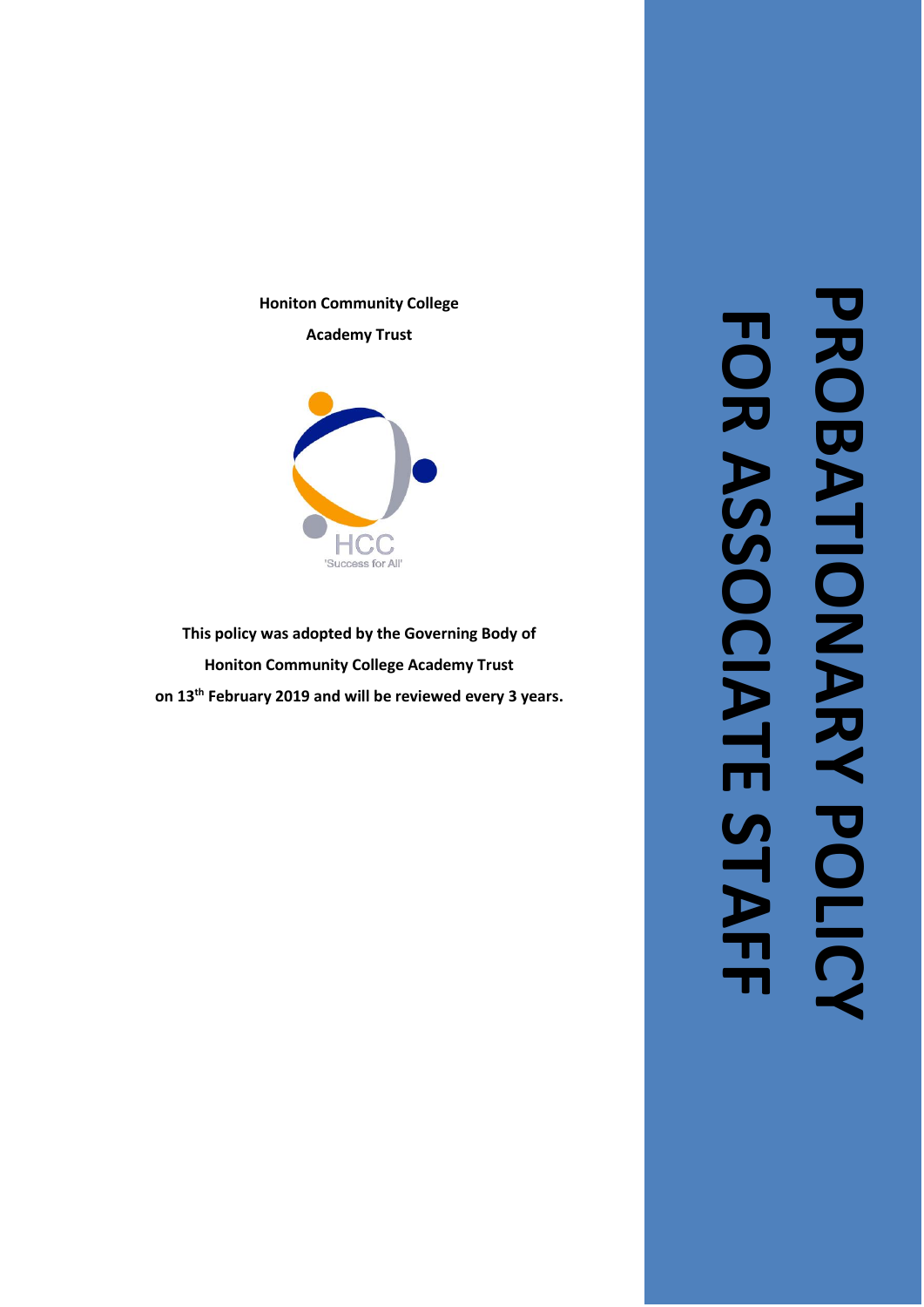# PROBATIONARY POLICY FOR ASSOCIATE STAFF

**Honiton Community College**

**Academy Trust**

HCC

'Success for All'

**This policy was adopted by the Governing Body of Honiton Community College Academy Trust on 13th February 2019 and will be reviewed every 3 years.**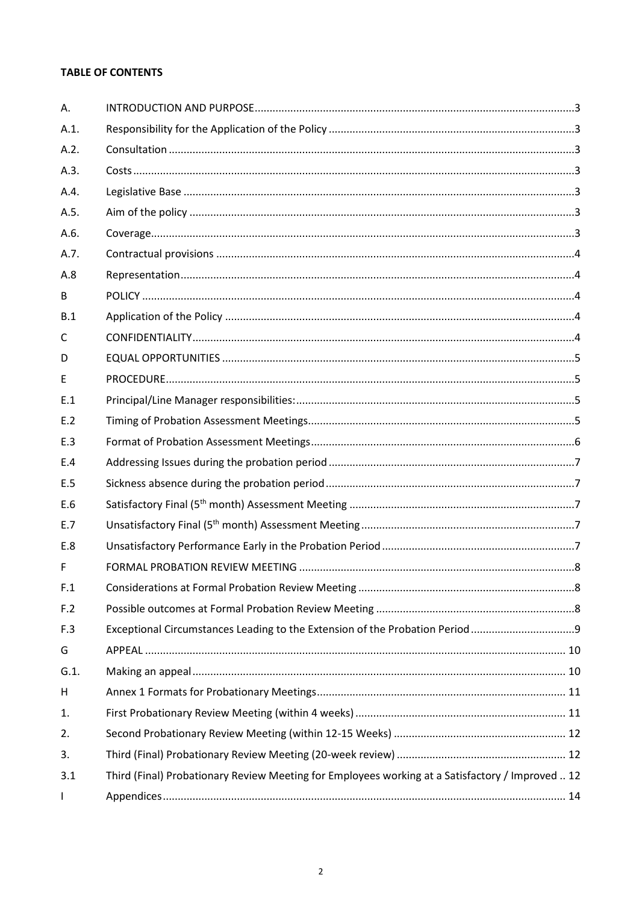**TABLE OF CONTENTS**

| | | |
|---|---|---|
| A. | INTRODUCTION AND PURPOSE | 3 |
| A.1. | Responsibility for the Application of the Policy | 3 |
| A.2. | Consultation | 3 |
| A.3. | Costs | 3 |
| A.4. | Legislative Base | 3 |
| A.5. | Aim of the policy | 3 |
| A.6. | Coverage | 3 |
| A.7. | Contractual provisions | 4 |
| A.8 | Representation | 4 |
| B | POLICY | 4 |
| B.1 | Application of the Policy | 4 |
| C | CONFIDENTIALITY | 4 |
| D | EQUAL OPPORTUNITIES | 5 |
| E | PROCEDURE | 5 |
| E.1 | Principal/Line Manager responsibilities: | 5 |
| E.2 | Timing of Probation Assessment Meetings | 5 |
| E.3 | Format of Probation Assessment Meetings | 6 |
| E.4 | Addressing Issues during the probation period | 7 |
| E.5 | Sickness absence during the probation period | 7 |
| E.6 | Satisfactory Final (5th month) Assessment Meeting | 7 |
| E.7 | Unsatisfactory Final (5th month) Assessment Meeting | 7 |
| E.8 | Unsatisfactory Performance Early in the Probation Period | 7 |
| F | FORMAL PROBATION REVIEW MEETING | 8 |
| F.1 | Considerations at Formal Probation Review Meeting | 8 |
| F.2 | Possible outcomes at Formal Probation Review Meeting | 8 |
| F.3 | Exceptional Circumstances Leading to the Extension of the Probation Period | 9 |
| G | APPEAL | 10 |
| G.1. | Making an appeal | 10 |
| H | Annex 1 Formats for Probationary Meetings | 11 |
| 1. | First Probationary Review Meeting (within 4 weeks) | 11 |
| 2. | Second Probationary Review Meeting (within 12-15 Weeks) | 12 |
| 3. | Third (Final) Probationary Review Meeting (20-week review) | 12 |
| 3.1 | Third (Final) Probationary Review Meeting for Employees working at a Satisfactory / Improved | 12 |
| I | Appendices | 14 |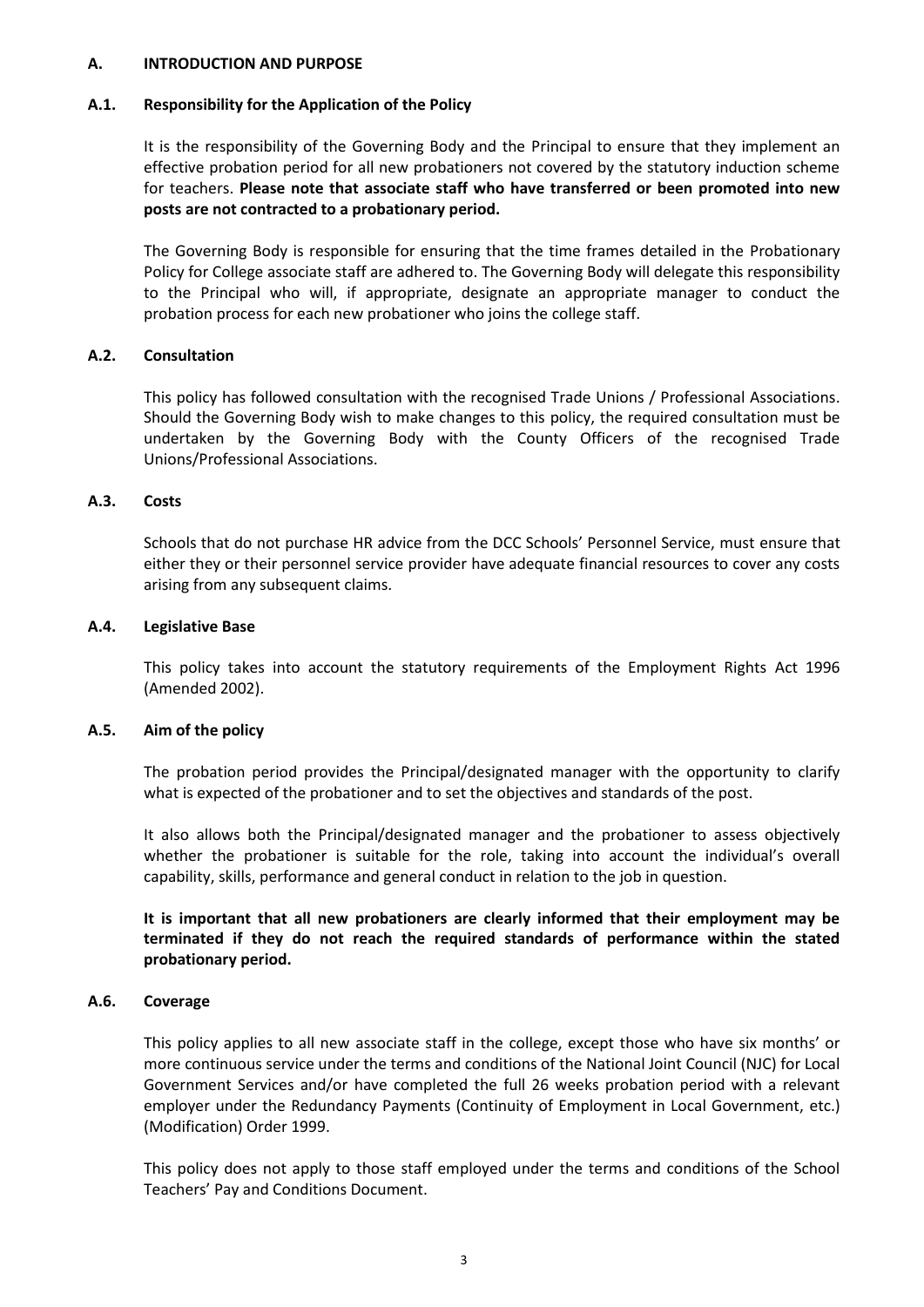## A. INTRODUCTION AND PURPOSE

### A.1. Responsibility for the Application of the Policy

It is the responsibility of the Governing Body and the Principal to ensure that they implement an effective probation period for all new probationers not covered by the statutory induction scheme for teachers. **Please note that associate staff who have transferred or been promoted into new posts are not contracted to a probationary period.**

The Governing Body is responsible for ensuring that the time frames detailed in the Probationary Policy for College associate staff are adhered to. The Governing Body will delegate this responsibility to the Principal who will, if appropriate, designate an appropriate manager to conduct the probation process for each new probationer who joins the college staff.

### A.2. Consultation

This policy has followed consultation with the recognised Trade Unions / Professional Associations. Should the Governing Body wish to make changes to this policy, the required consultation must be undertaken by the Governing Body with the County Officers of the recognised Trade Unions/Professional Associations.

### A.3. Costs

Schools that do not purchase HR advice from the DCC Schools' Personnel Service, must ensure that either they or their personnel service provider have adequate financial resources to cover any costs arising from any subsequent claims.

### A.4. Legislative Base

This policy takes into account the statutory requirements of the Employment Rights Act 1996 (Amended 2002).

### A.5. Aim of the policy

The probation period provides the Principal/designated manager with the opportunity to clarify what is expected of the probationer and to set the objectives and standards of the post.

It also allows both the Principal/designated manager and the probationer to assess objectively whether the probationer is suitable for the role, taking into account the individual's overall capability, skills, performance and general conduct in relation to the job in question.

**It is important that all new probationers are clearly informed that their employment may be terminated if they do not reach the required standards of performance within the stated probationary period.**

### A.6. Coverage

This policy applies to all new associate staff in the college, except those who have six months' or more continuous service under the terms and conditions of the National Joint Council (NJC) for Local Government Services and/or have completed the full 26 weeks probation period with a relevant employer under the Redundancy Payments (Continuity of Employment in Local Government, etc.) (Modification) Order 1999.

This policy does not apply to those staff employed under the terms and conditions of the School Teachers' Pay and Conditions Document.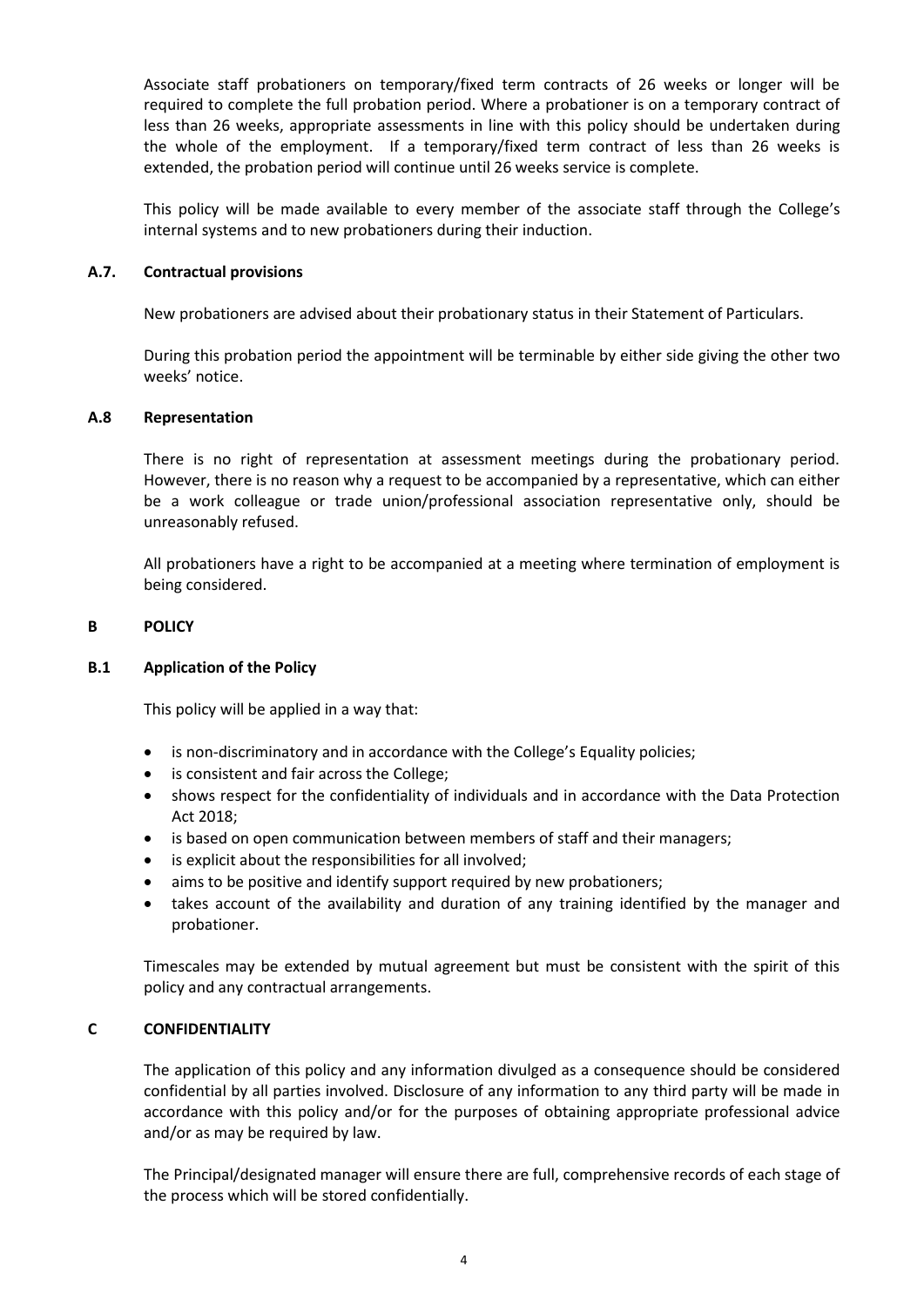Associate staff probationers on temporary/fixed term contracts of 26 weeks or longer will be required to complete the full probation period. Where a probationer is on a temporary contract of less than 26 weeks, appropriate assessments in line with this policy should be undertaken during the whole of the employment. If a temporary/fixed term contract of less than 26 weeks is extended, the probation period will continue until 26 weeks service is complete.

This policy will be made available to every member of the associate staff through the College's internal systems and to new probationers during their induction.

### A.7. Contractual provisions

New probationers are advised about their probationary status in their Statement of Particulars.

During this probation period the appointment will be terminable by either side giving the other two weeks' notice.

### A.8 Representation

There is no right of representation at assessment meetings during the probationary period. However, there is no reason why a request to be accompanied by a representative, which can either be a work colleague or trade union/professional association representative only, should be unreasonably refused.

All probationers have a right to be accompanied at a meeting where termination of employment is being considered.

## B POLICY

### B.1 Application of the Policy

This policy will be applied in a way that:

- is non-discriminatory and in accordance with the College's Equality policies;
- is consistent and fair across the College;
- shows respect for the confidentiality of individuals and in accordance with the Data Protection Act 2018;
- is based on open communication between members of staff and their managers;
- is explicit about the responsibilities for all involved;
- aims to be positive and identify support required by new probationers;
- takes account of the availability and duration of any training identified by the manager and probationer.

Timescales may be extended by mutual agreement but must be consistent with the spirit of this policy and any contractual arrangements.

## C CONFIDENTIALITY

The application of this policy and any information divulged as a consequence should be considered confidential by all parties involved. Disclosure of any information to any third party will be made in accordance with this policy and/or for the purposes of obtaining appropriate professional advice and/or as may be required by law.

The Principal/designated manager will ensure there are full, comprehensive records of each stage of the process which will be stored confidentially.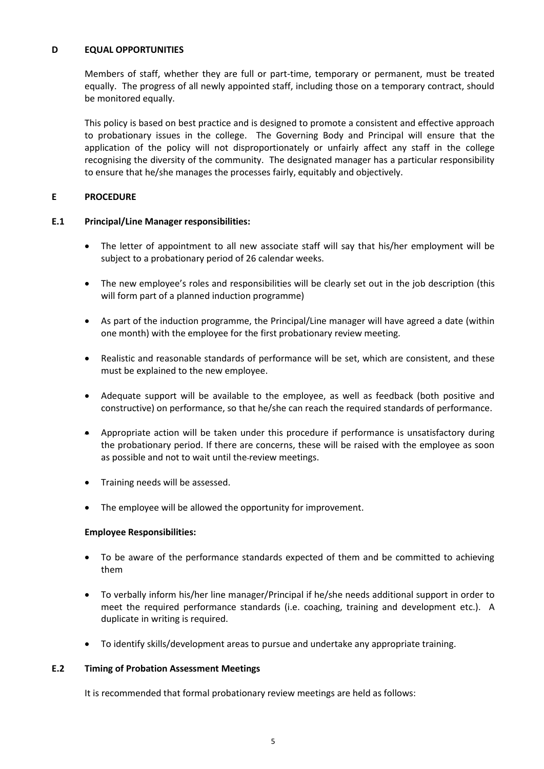## D EQUAL OPPORTUNITIES

Members of staff, whether they are full or part-time, temporary or permanent, must be treated equally. The progress of all newly appointed staff, including those on a temporary contract, should be monitored equally.

This policy is based on best practice and is designed to promote a consistent and effective approach to probationary issues in the college. The Governing Body and Principal will ensure that the application of the policy will not disproportionately or unfairly affect any staff in the college recognising the diversity of the community. The designated manager has a particular responsibility to ensure that he/she manages the processes fairly, equitably and objectively.

## E PROCEDURE

### E.1 Principal/Line Manager responsibilities:

- The letter of appointment to all new associate staff will say that his/her employment will be subject to a probationary period of 26 calendar weeks.
- The new employee's roles and responsibilities will be clearly set out in the job description (this will form part of a planned induction programme)
- As part of the induction programme, the Principal/Line manager will have agreed a date (within one month) with the employee for the first probationary review meeting.
- Realistic and reasonable standards of performance will be set, which are consistent, and these must be explained to the new employee.
- Adequate support will be available to the employee, as well as feedback (both positive and constructive) on performance, so that he/she can reach the required standards of performance.
- Appropriate action will be taken under this procedure if performance is unsatisfactory during the probationary period. If there are concerns, these will be raised with the employee as soon as possible and not to wait until the review meetings.
- Training needs will be assessed.
- The employee will be allowed the opportunity for improvement.

**Employee Responsibilities:**

- To be aware of the performance standards expected of them and be committed to achieving them
- To verbally inform his/her line manager/Principal if he/she needs additional support in order to meet the required performance standards (i.e. coaching, training and development etc.). A duplicate in writing is required.
- To identify skills/development areas to pursue and undertake any appropriate training.

### E.2 Timing of Probation Assessment Meetings

It is recommended that formal probationary review meetings are held as follows: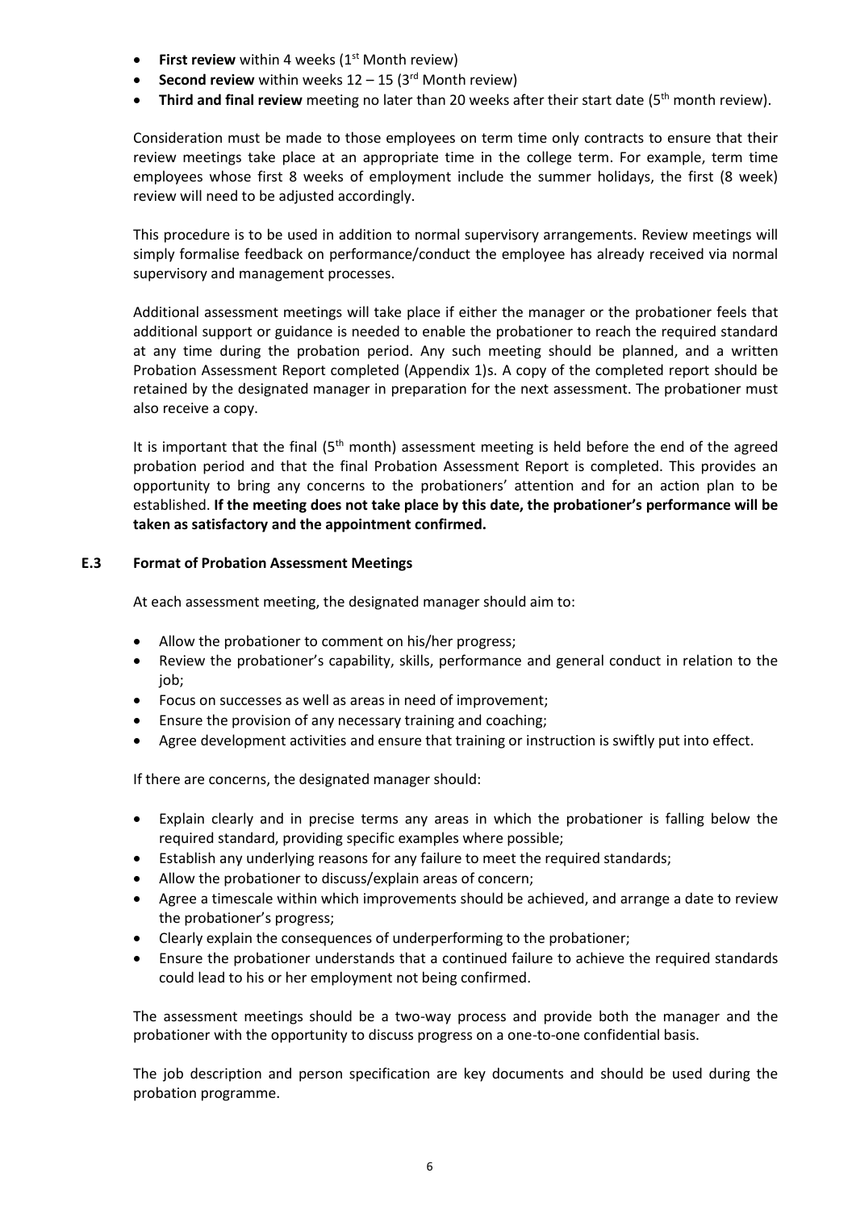- **First review** within 4 weeks (1st Month review)
- **Second review** within weeks 12 – 15 (3rd Month review)
- **Third and final review** meeting no later than 20 weeks after their start date (5th month review).

Consideration must be made to those employees on term time only contracts to ensure that their review meetings take place at an appropriate time in the college term. For example, term time employees whose first 8 weeks of employment include the summer holidays, the first (8 week) review will need to be adjusted accordingly.

This procedure is to be used in addition to normal supervisory arrangements. Review meetings will simply formalise feedback on performance/conduct the employee has already received via normal supervisory and management processes.

Additional assessment meetings will take place if either the manager or the probationer feels that additional support or guidance is needed to enable the probationer to reach the required standard at any time during the probation period. Any such meeting should be planned, and a written Probation Assessment Report completed (Appendix 1)s. A copy of the completed report should be retained by the designated manager in preparation for the next assessment. The probationer must also receive a copy.

It is important that the final (5th month) assessment meeting is held before the end of the agreed probation period and that the final Probation Assessment Report is completed. This provides an opportunity to bring any concerns to the probationers' attention and for an action plan to be established. **If the meeting does not take place by this date, the probationer's performance will be taken as satisfactory and the appointment confirmed.**

### E.3 Format of Probation Assessment Meetings

At each assessment meeting, the designated manager should aim to:

- Allow the probationer to comment on his/her progress;
- Review the probationer's capability, skills, performance and general conduct in relation to the job;
- Focus on successes as well as areas in need of improvement;
- Ensure the provision of any necessary training and coaching;
- Agree development activities and ensure that training or instruction is swiftly put into effect.

If there are concerns, the designated manager should:

- Explain clearly and in precise terms any areas in which the probationer is falling below the required standard, providing specific examples where possible;
- Establish any underlying reasons for any failure to meet the required standards;
- Allow the probationer to discuss/explain areas of concern;
- Agree a timescale within which improvements should be achieved, and arrange a date to review the probationer's progress;
- Clearly explain the consequences of underperforming to the probationer;
- Ensure the probationer understands that a continued failure to achieve the required standards could lead to his or her employment not being confirmed.

The assessment meetings should be a two-way process and provide both the manager and the probationer with the opportunity to discuss progress on a one-to-one confidential basis.

The job description and person specification are key documents and should be used during the probation programme.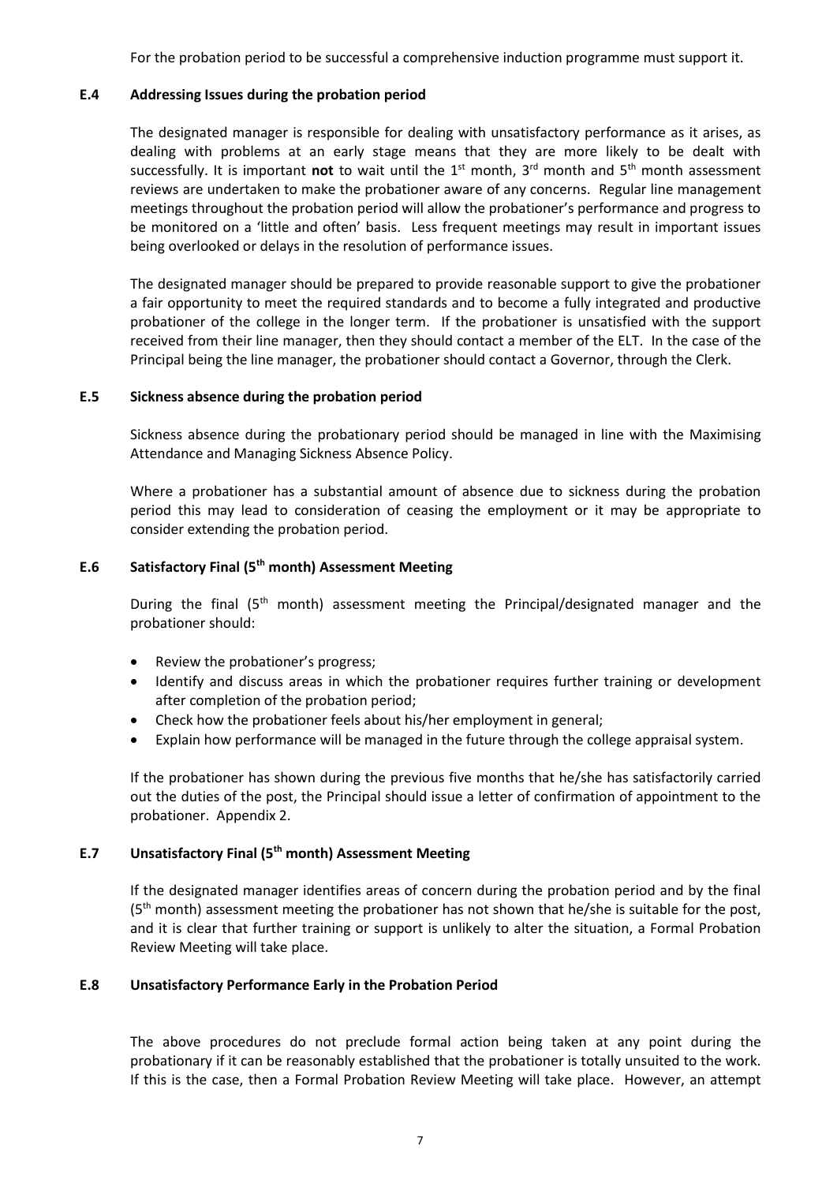For the probation period to be successful a comprehensive induction programme must support it.

### E.4 Addressing Issues during the probation period

The designated manager is responsible for dealing with unsatisfactory performance as it arises, as dealing with problems at an early stage means that they are more likely to be dealt with successfully. It is important **not** to wait until the 1st month, 3rd month and 5th month assessment reviews are undertaken to make the probationer aware of any concerns. Regular line management meetings throughout the probation period will allow the probationer's performance and progress to be monitored on a 'little and often' basis. Less frequent meetings may result in important issues being overlooked or delays in the resolution of performance issues.

The designated manager should be prepared to provide reasonable support to give the probationer a fair opportunity to meet the required standards and to become a fully integrated and productive probationer of the college in the longer term. If the probationer is unsatisfied with the support received from their line manager, then they should contact a member of the ELT. In the case of the Principal being the line manager, the probationer should contact a Governor, through the Clerk.

### E.5 Sickness absence during the probation period

Sickness absence during the probationary period should be managed in line with the Maximising Attendance and Managing Sickness Absence Policy.

Where a probationer has a substantial amount of absence due to sickness during the probation period this may lead to consideration of ceasing the employment or it may be appropriate to consider extending the probation period.

### E.6 Satisfactory Final (5th month) Assessment Meeting

During the final (5th month) assessment meeting the Principal/designated manager and the probationer should:

- Review the probationer's progress;
- Identify and discuss areas in which the probationer requires further training or development after completion of the probation period;
- Check how the probationer feels about his/her employment in general;
- Explain how performance will be managed in the future through the college appraisal system.

If the probationer has shown during the previous five months that he/she has satisfactorily carried out the duties of the post, the Principal should issue a letter of confirmation of appointment to the probationer. Appendix 2.

### E.7 Unsatisfactory Final (5th month) Assessment Meeting

If the designated manager identifies areas of concern during the probation period and by the final (5th month) assessment meeting the probationer has not shown that he/she is suitable for the post, and it is clear that further training or support is unlikely to alter the situation, a Formal Probation Review Meeting will take place.

### E.8 Unsatisfactory Performance Early in the Probation Period

The above procedures do not preclude formal action being taken at any point during the probationary if it can be reasonably established that the probationer is totally unsuited to the work. If this is the case, then a Formal Probation Review Meeting will take place. However, an attempt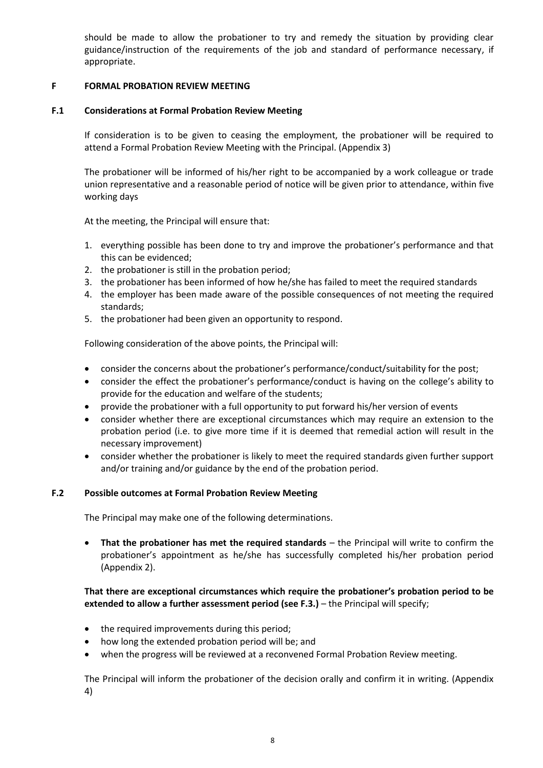should be made to allow the probationer to try and remedy the situation by providing clear guidance/instruction of the requirements of the job and standard of performance necessary, if appropriate.

## F FORMAL PROBATION REVIEW MEETING

### F.1 Considerations at Formal Probation Review Meeting

If consideration is to be given to ceasing the employment, the probationer will be required to attend a Formal Probation Review Meeting with the Principal. (Appendix 3)

The probationer will be informed of his/her right to be accompanied by a work colleague or trade union representative and a reasonable period of notice will be given prior to attendance, within five working days

At the meeting, the Principal will ensure that:

1. everything possible has been done to try and improve the probationer's performance and that this can be evidenced;
2. the probationer is still in the probation period;
3. the probationer has been informed of how he/she has failed to meet the required standards
4. the employer has been made aware of the possible consequences of not meeting the required standards;
5. the probationer had been given an opportunity to respond.

Following consideration of the above points, the Principal will:

- consider the concerns about the probationer's performance/conduct/suitability for the post;
- consider the effect the probationer's performance/conduct is having on the college's ability to provide for the education and welfare of the students;
- provide the probationer with a full opportunity to put forward his/her version of events
- consider whether there are exceptional circumstances which may require an extension to the probation period (i.e. to give more time if it is deemed that remedial action will result in the necessary improvement)
- consider whether the probationer is likely to meet the required standards given further support and/or training and/or guidance by the end of the probation period.

### F.2 Possible outcomes at Formal Probation Review Meeting

The Principal may make one of the following determinations.

- **That the probationer has met the required standards** – the Principal will write to confirm the probationer's appointment as he/she has successfully completed his/her probation period (Appendix 2).

**That there are exceptional circumstances which require the probationer's probation period to be extended to allow a further assessment period (see F.3.)** – the Principal will specify;

- the required improvements during this period;
- how long the extended probation period will be; and
- when the progress will be reviewed at a reconvened Formal Probation Review meeting.

The Principal will inform the probationer of the decision orally and confirm it in writing. (Appendix 4)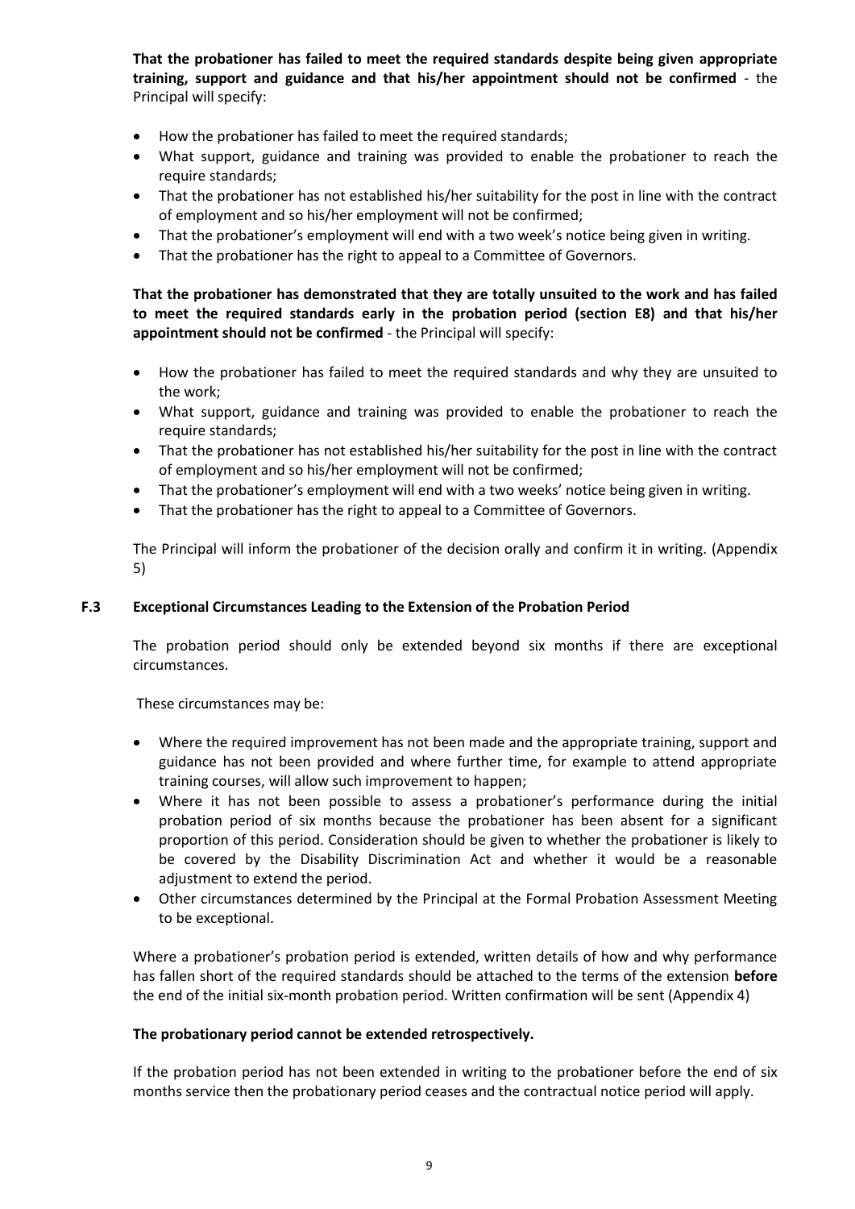**That the probationer has failed to meet the required standards despite being given appropriate training, support and guidance and that his/her appointment should not be confirmed** - the Principal will specify:

- How the probationer has failed to meet the required standards;
- What support, guidance and training was provided to enable the probationer to reach the require standards;
- That the probationer has not established his/her suitability for the post in line with the contract of employment and so his/her employment will not be confirmed;
- That the probationer's employment will end with a two week's notice being given in writing.
- That the probationer has the right to appeal to a Committee of Governors.

**That the probationer has demonstrated that they are totally unsuited to the work and has failed to meet the required standards early in the probation period (section E8) and that his/her appointment should not be confirmed** - the Principal will specify:

- How the probationer has failed to meet the required standards and why they are unsuited to the work;
- What support, guidance and training was provided to enable the probationer to reach the require standards;
- That the probationer has not established his/her suitability for the post in line with the contract of employment and so his/her employment will not be confirmed;
- That the probationer's employment will end with a two weeks' notice being given in writing.
- That the probationer has the right to appeal to a Committee of Governors.

The Principal will inform the probationer of the decision orally and confirm it in writing. (Appendix 5)

### F.3 Exceptional Circumstances Leading to the Extension of the Probation Period

The probation period should only be extended beyond six months if there are exceptional circumstances.

These circumstances may be:

- Where the required improvement has not been made and the appropriate training, support and guidance has not been provided and where further time, for example to attend appropriate training courses, will allow such improvement to happen;
- Where it has not been possible to assess a probationer's performance during the initial probation period of six months because the probationer has been absent for a significant proportion of this period. Consideration should be given to whether the probationer is likely to be covered by the Disability Discrimination Act and whether it would be a reasonable adjustment to extend the period.
- Other circumstances determined by the Principal at the Formal Probation Assessment Meeting to be exceptional.

Where a probationer's probation period is extended, written details of how and why performance has fallen short of the required standards should be attached to the terms of the extension **before** the end of the initial six-month probation period. Written confirmation will be sent (Appendix 4)

**The probationary period cannot be extended retrospectively.**

If the probation period has not been extended in writing to the probationer before the end of six months service then the probationary period ceases and the contractual notice period will apply.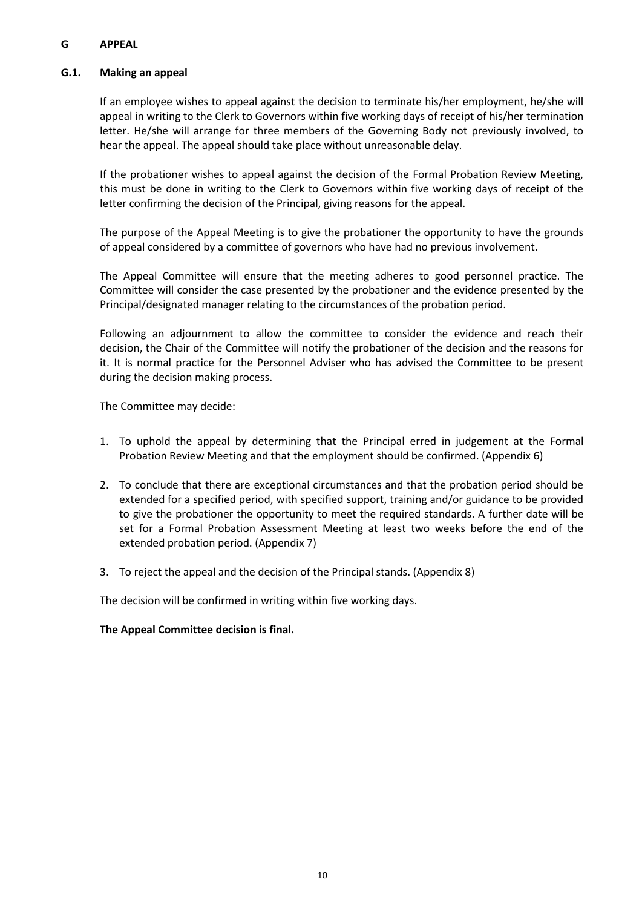# G APPEAL

## G.1. Making an appeal

If an employee wishes to appeal against the decision to terminate his/her employment, he/she will appeal in writing to the Clerk to Governors within five working days of receipt of his/her termination letter. He/she will arrange for three members of the Governing Body not previously involved, to hear the appeal. The appeal should take place without unreasonable delay.

If the probationer wishes to appeal against the decision of the Formal Probation Review Meeting, this must be done in writing to the Clerk to Governors within five working days of receipt of the letter confirming the decision of the Principal, giving reasons for the appeal.

The purpose of the Appeal Meeting is to give the probationer the opportunity to have the grounds of appeal considered by a committee of governors who have had no previous involvement.

The Appeal Committee will ensure that the meeting adheres to good personnel practice. The Committee will consider the case presented by the probationer and the evidence presented by the Principal/designated manager relating to the circumstances of the probation period.

Following an adjournment to allow the committee to consider the evidence and reach their decision, the Chair of the Committee will notify the probationer of the decision and the reasons for it. It is normal practice for the Personnel Adviser who has advised the Committee to be present during the decision making process.

The Committee may decide:

1. To uphold the appeal by determining that the Principal erred in judgement at the Formal Probation Review Meeting and that the employment should be confirmed. (Appendix 6)
2. To conclude that there are exceptional circumstances and that the probation period should be extended for a specified period, with specified support, training and/or guidance to be provided to give the probationer the opportunity to meet the required standards. A further date will be set for a Formal Probation Assessment Meeting at least two weeks before the end of the extended probation period. (Appendix 7)
3. To reject the appeal and the decision of the Principal stands. (Appendix 8)

The decision will be confirmed in writing within five working days.

**The Appeal Committee decision is final.**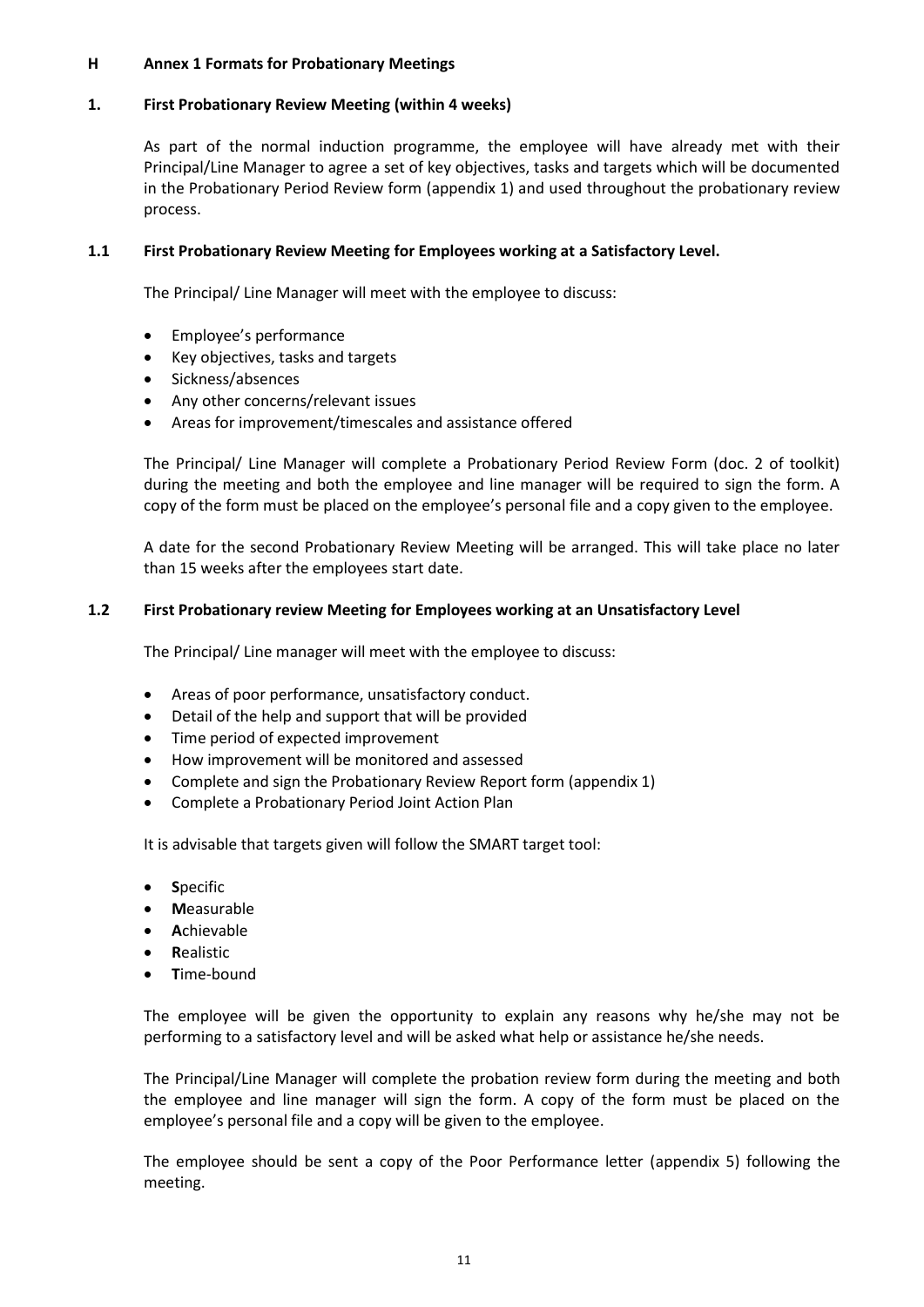## H Annex 1 Formats for Probationary Meetings

### 1. First Probationary Review Meeting (within 4 weeks)

As part of the normal induction programme, the employee will have already met with their Principal/Line Manager to agree a set of key objectives, tasks and targets which will be documented in the Probationary Period Review form (appendix 1) and used throughout the probationary review process.

### 1.1 First Probationary Review Meeting for Employees working at a Satisfactory Level.

The Principal/ Line Manager will meet with the employee to discuss:

- Employee's performance
- Key objectives, tasks and targets
- Sickness/absences
- Any other concerns/relevant issues
- Areas for improvement/timescales and assistance offered

The Principal/ Line Manager will complete a Probationary Period Review Form (doc. 2 of toolkit) during the meeting and both the employee and line manager will be required to sign the form. A copy of the form must be placed on the employee's personal file and a copy given to the employee.

A date for the second Probationary Review Meeting will be arranged. This will take place no later than 15 weeks after the employees start date.

### 1.2 First Probationary review Meeting for Employees working at an Unsatisfactory Level

The Principal/ Line manager will meet with the employee to discuss:

- Areas of poor performance, unsatisfactory conduct.
- Detail of the help and support that will be provided
- Time period of expected improvement
- How improvement will be monitored and assessed
- Complete and sign the Probationary Review Report form (appendix 1)
- Complete a Probationary Period Joint Action Plan

It is advisable that targets given will follow the SMART target tool:

- **S**pecific
- **M**easurable
- **A**chievable
- **R**ealistic
- **T**ime-bound

The employee will be given the opportunity to explain any reasons why he/she may not be performing to a satisfactory level and will be asked what help or assistance he/she needs.

The Principal/Line Manager will complete the probation review form during the meeting and both the employee and line manager will sign the form. A copy of the form must be placed on the employee's personal file and a copy will be given to the employee.

The employee should be sent a copy of the Poor Performance letter (appendix 5) following the meeting.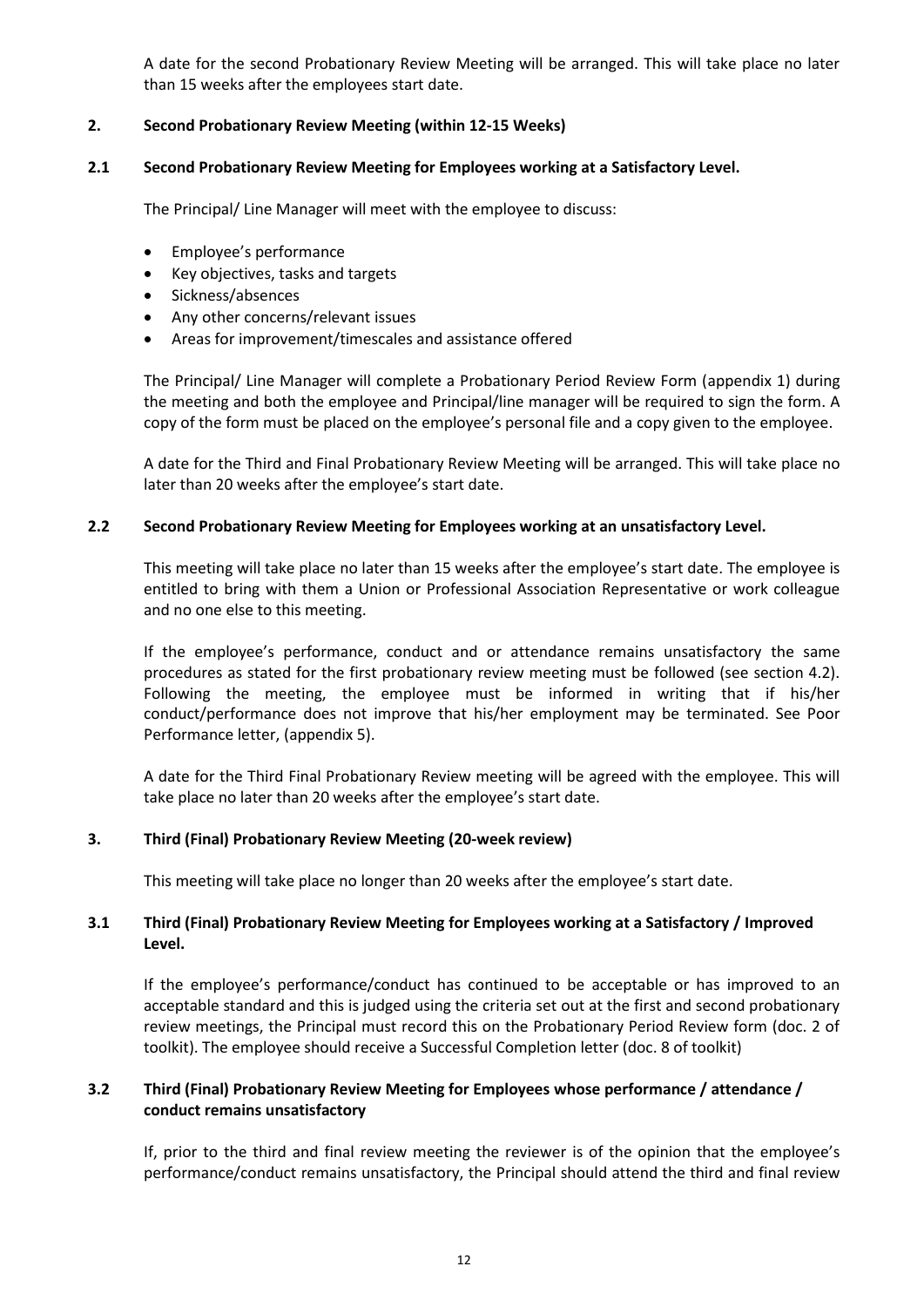A date for the second Probationary Review Meeting will be arranged. This will take place no later than 15 weeks after the employees start date.

## 2. Second Probationary Review Meeting (within 12-15 Weeks)

### 2.1 Second Probationary Review Meeting for Employees working at a Satisfactory Level.

The Principal/ Line Manager will meet with the employee to discuss:

- Employee's performance
- Key objectives, tasks and targets
- Sickness/absences
- Any other concerns/relevant issues
- Areas for improvement/timescales and assistance offered

The Principal/ Line Manager will complete a Probationary Period Review Form (appendix 1) during the meeting and both the employee and Principal/line manager will be required to sign the form. A copy of the form must be placed on the employee's personal file and a copy given to the employee.

A date for the Third and Final Probationary Review Meeting will be arranged. This will take place no later than 20 weeks after the employee's start date.

### 2.2 Second Probationary Review Meeting for Employees working at an unsatisfactory Level.

This meeting will take place no later than 15 weeks after the employee's start date. The employee is entitled to bring with them a Union or Professional Association Representative or work colleague and no one else to this meeting.

If the employee's performance, conduct and or attendance remains unsatisfactory the same procedures as stated for the first probationary review meeting must be followed (see section 4.2). Following the meeting, the employee must be informed in writing that if his/her conduct/performance does not improve that his/her employment may be terminated. See Poor Performance letter, (appendix 5).

A date for the Third Final Probationary Review meeting will be agreed with the employee. This will take place no later than 20 weeks after the employee's start date.

## 3. Third (Final) Probationary Review Meeting (20-week review)

This meeting will take place no longer than 20 weeks after the employee's start date.

### 3.1 Third (Final) Probationary Review Meeting for Employees working at a Satisfactory / Improved Level.

If the employee's performance/conduct has continued to be acceptable or has improved to an acceptable standard and this is judged using the criteria set out at the first and second probationary review meetings, the Principal must record this on the Probationary Period Review form (doc. 2 of toolkit). The employee should receive a Successful Completion letter (doc. 8 of toolkit)

### 3.2 Third (Final) Probationary Review Meeting for Employees whose performance / attendance / conduct remains unsatisfactory

If, prior to the third and final review meeting the reviewer is of the opinion that the employee's performance/conduct remains unsatisfactory, the Principal should attend the third and final review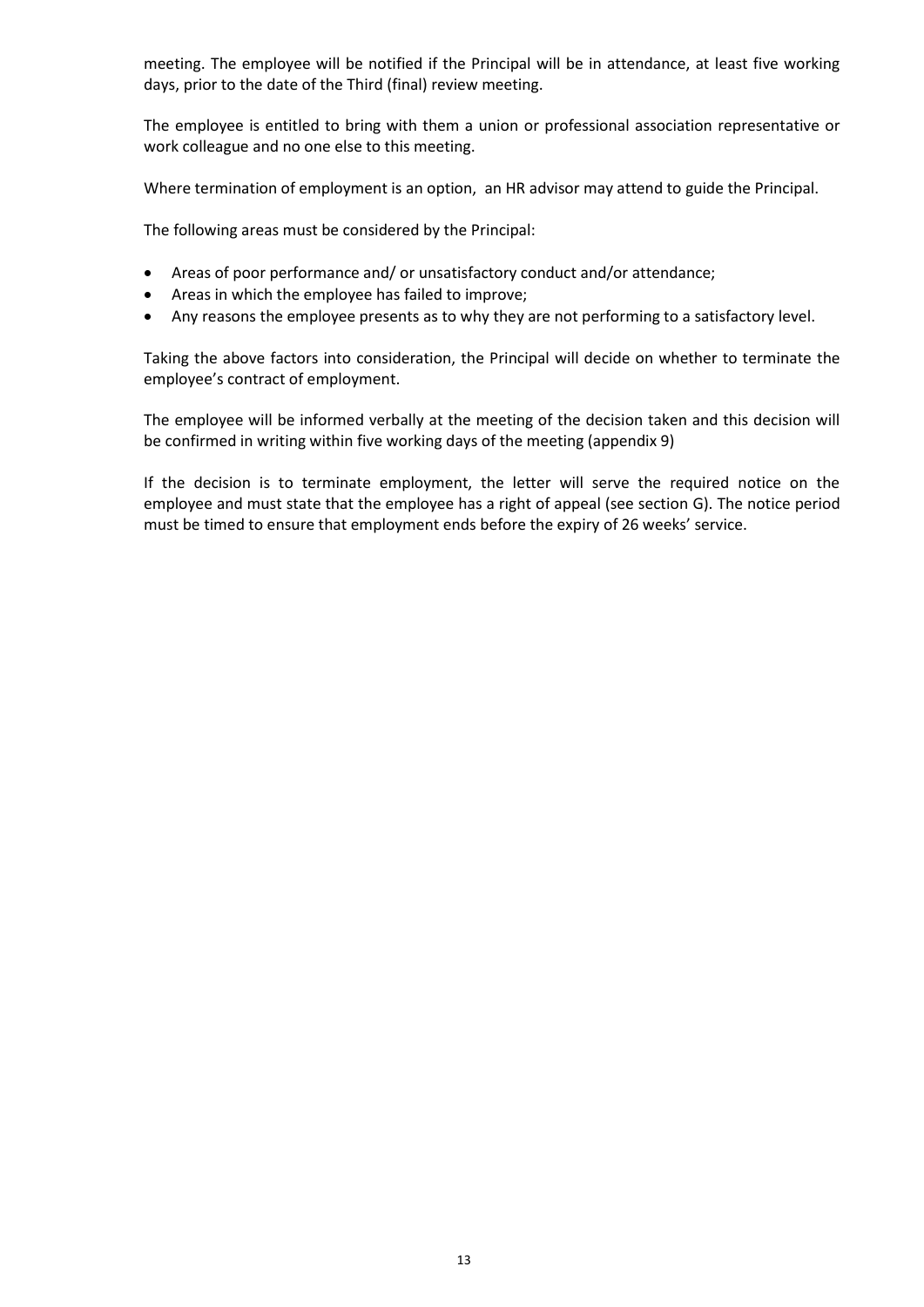meeting. The employee will be notified if the Principal will be in attendance, at least five working days, prior to the date of the Third (final) review meeting.

The employee is entitled to bring with them a union or professional association representative or work colleague and no one else to this meeting.

Where termination of employment is an option, an HR advisor may attend to guide the Principal.

The following areas must be considered by the Principal:

- Areas of poor performance and/ or unsatisfactory conduct and/or attendance;
- Areas in which the employee has failed to improve;
- Any reasons the employee presents as to why they are not performing to a satisfactory level.

Taking the above factors into consideration, the Principal will decide on whether to terminate the employee's contract of employment.

The employee will be informed verbally at the meeting of the decision taken and this decision will be confirmed in writing within five working days of the meeting (appendix 9)

If the decision is to terminate employment, the letter will serve the required notice on the employee and must state that the employee has a right of appeal (see section G). The notice period must be timed to ensure that employment ends before the expiry of 26 weeks' service.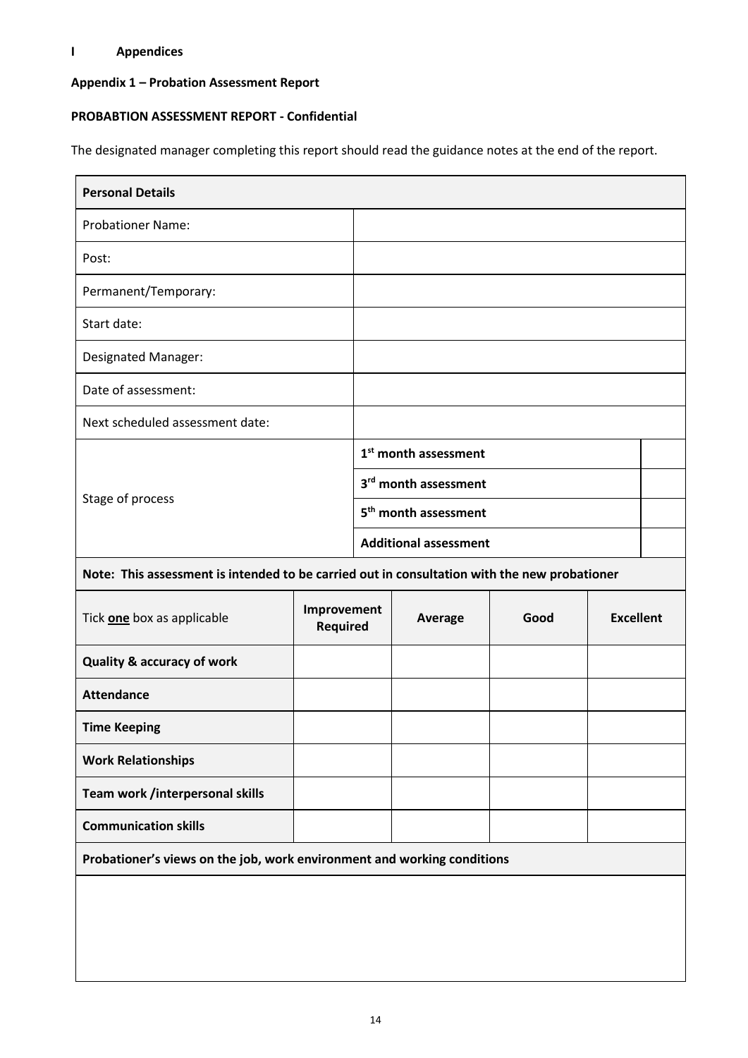# I Appendices

## Appendix 1 – Probation Assessment Report

**PROBABTION ASSESSMENT REPORT - Confidential**

The designated manager completing this report should read the guidance notes at the end of the report.

| **Personal Details** | | |
|---|---|---|
| Probationer Name: | | |
| Post: | | |
| Permanent/Temporary: | | |
| Start date: | | |
| Designated Manager: | | |
| Date of assessment: | | |
| Next scheduled assessment date: | | |
| Stage of process | **1st month assessment** | |
| | **3rd month assessment** | |
| | **5th month assessment** | |
| | **Additional assessment** | |

**Note: This assessment is intended to be carried out in consultation with the new probationer**

| Tick **one** box as applicable | **Improvement Required** | **Average** | **Good** | **Excellent** |
|---|---|---|---|---|
| **Quality & accuracy of work** | | | | |
| **Attendance** | | | | |
| **Time Keeping** | | | | |
| **Work Relationships** | | | | |
| **Team work /interpersonal skills** | | | | |
| **Communication skills** | | | | |

| **Probationer's views on the job, work environment and working conditions** |
|---|
| |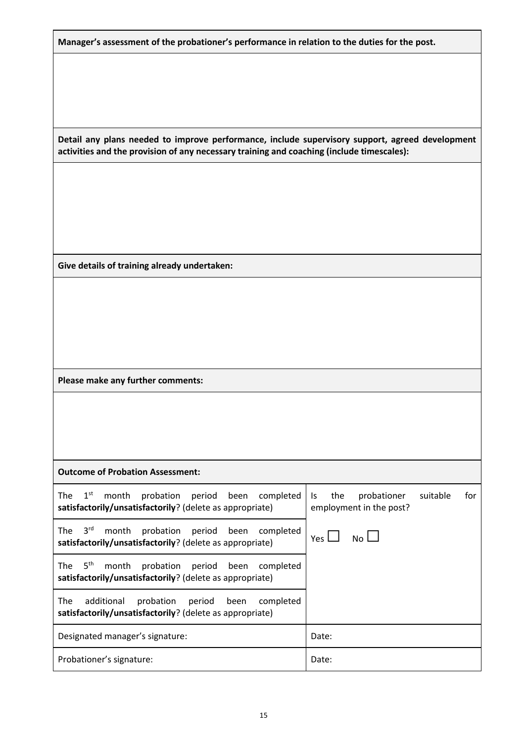**Manager's assessment of the probationer's performance in relation to the duties for the post.**

**Detail any plans needed to improve performance, include supervisory support, agreed development activities and the provision of any necessary training and coaching (include timescales):**

**Give details of training already undertaken:**

**Please make any further comments:**

**Outcome of Probation Assessment:**

| | |
|---|---|
| The 1st month probation period been completed **satisfactorily/unsatisfactorily**? (delete as appropriate) | Is the probationer suitable for employment in the post? |
| The 3rd month probation period been completed **satisfactorily/unsatisfactorily**? (delete as appropriate) | Yes ☐ No ☐ |
| The 5th month probation period been completed **satisfactorily/unsatisfactorily**? (delete as appropriate) | |
| The additional probation period been completed **satisfactorily/unsatisfactorily**? (delete as appropriate) | |
| Designated manager's signature: | Date: |
| Probationer's signature: | Date: |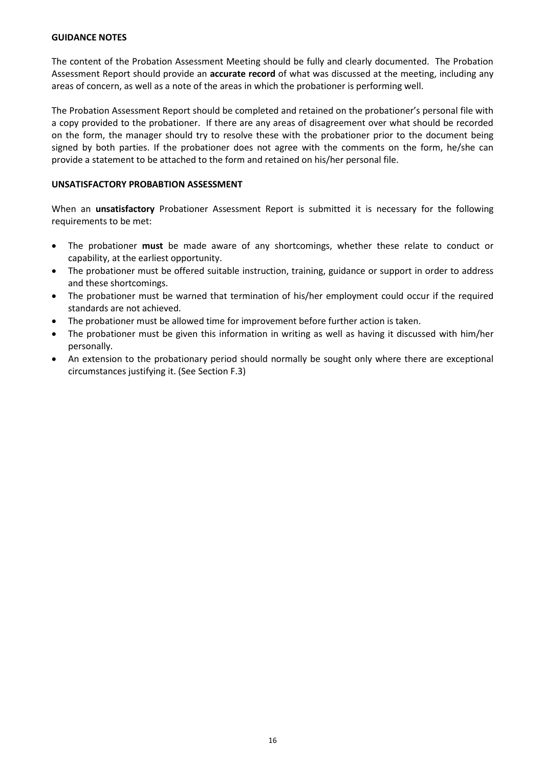**GUIDANCE NOTES**

The content of the Probation Assessment Meeting should be fully and clearly documented. The Probation Assessment Report should provide an **accurate record** of what was discussed at the meeting, including any areas of concern, as well as a note of the areas in which the probationer is performing well.

The Probation Assessment Report should be completed and retained on the probationer's personal file with a copy provided to the probationer. If there are any areas of disagreement over what should be recorded on the form, the manager should try to resolve these with the probationer prior to the document being signed by both parties. If the probationer does not agree with the comments on the form, he/she can provide a statement to be attached to the form and retained on his/her personal file.

**UNSATISFACTORY PROBABTION ASSESSMENT**

When an **unsatisfactory** Probationer Assessment Report is submitted it is necessary for the following requirements to be met:

- The probationer **must** be made aware of any shortcomings, whether these relate to conduct or capability, at the earliest opportunity.
- The probationer must be offered suitable instruction, training, guidance or support in order to address and these shortcomings.
- The probationer must be warned that termination of his/her employment could occur if the required standards are not achieved.
- The probationer must be allowed time for improvement before further action is taken.
- The probationer must be given this information in writing as well as having it discussed with him/her personally.
- An extension to the probationary period should normally be sought only where there are exceptional circumstances justifying it. (See Section F.3)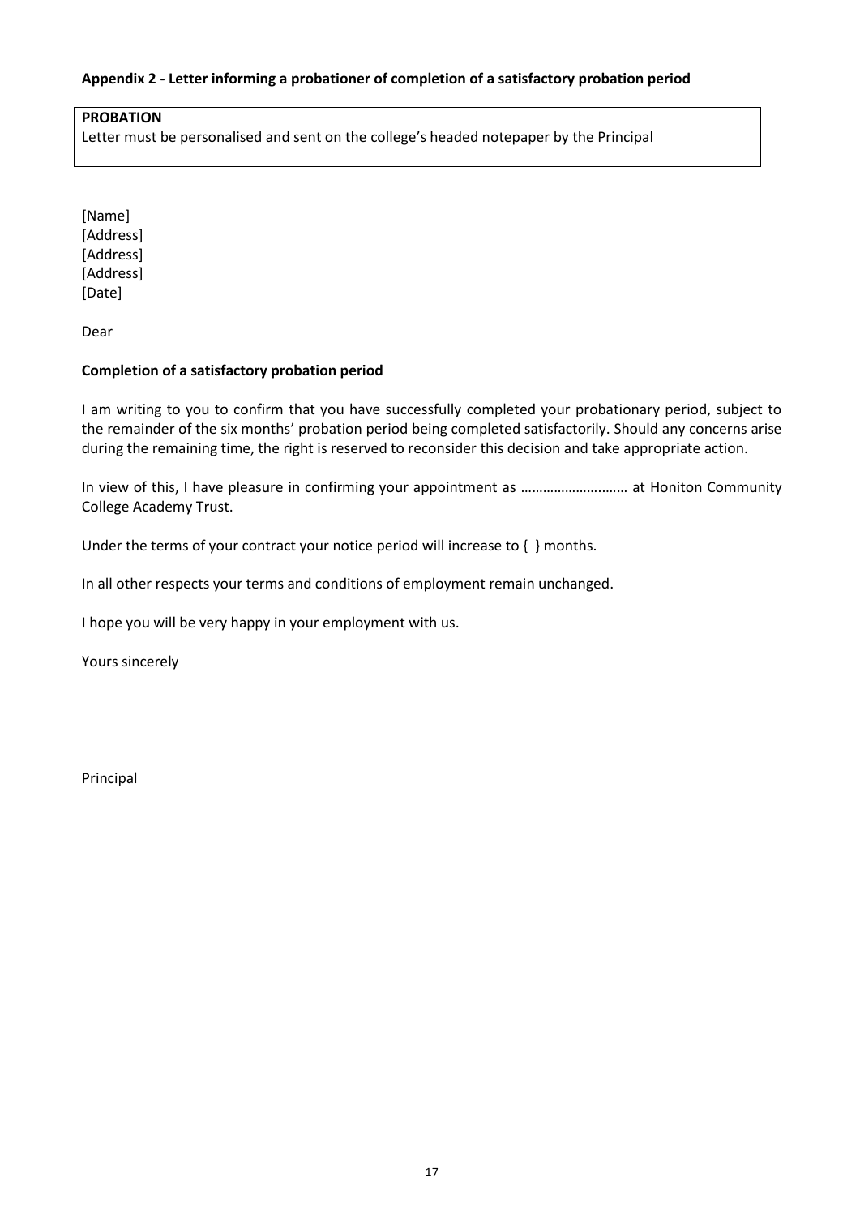**Appendix 2 - Letter informing a probationer of completion of a satisfactory probation period**

| **PROBATION**<br>Letter must be personalised and sent on the college's headed notepaper by the Principal |
|---|

[Name]
[Address]
[Address]
[Address]
[Date]

Dear

**Completion of a satisfactory probation period**

I am writing to you to confirm that you have successfully completed your probationary period, subject to the remainder of the six months' probation period being completed satisfactorily. Should any concerns arise during the remaining time, the right is reserved to reconsider this decision and take appropriate action.

In view of this, I have pleasure in confirming your appointment as ……………………..…… at Honiton Community College Academy Trust.

Under the terms of your contract your notice period will increase to { } months.

In all other respects your terms and conditions of employment remain unchanged.

I hope you will be very happy in your employment with us.

Yours sincerely

Principal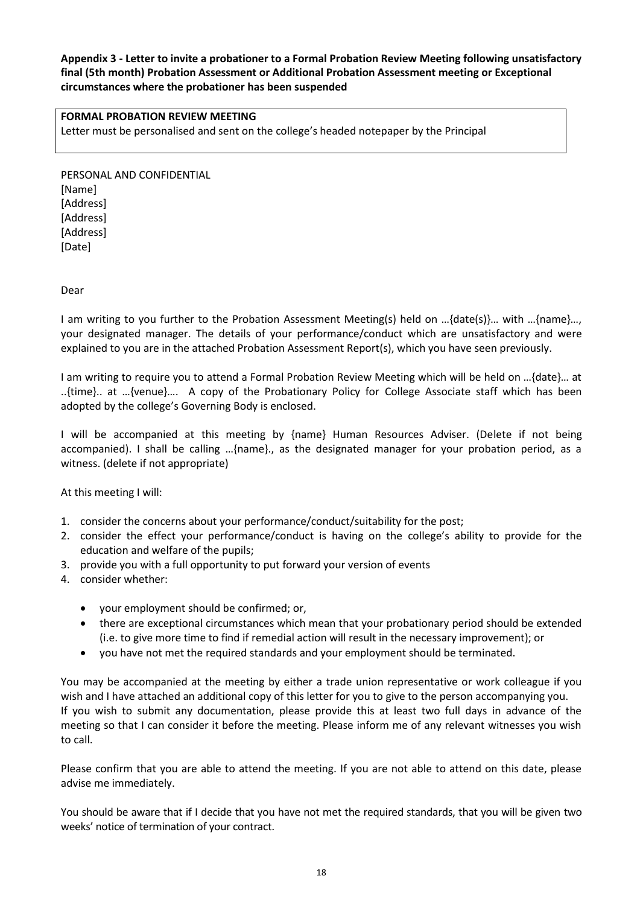**Appendix 3 - Letter to invite a probationer to a Formal Probation Review Meeting following unsatisfactory final (5th month) Probation Assessment or Additional Probation Assessment meeting or Exceptional circumstances where the probationer has been suspended**

| **FORMAL PROBATION REVIEW MEETING**<br>Letter must be personalised and sent on the college's headed notepaper by the Principal |
|---|

PERSONAL AND CONFIDENTIAL
[Name]
[Address]
[Address]
[Address]
[Date]

Dear

I am writing to you further to the Probation Assessment Meeting(s) held on …{date(s)}… with …{name}…, your designated manager. The details of your performance/conduct which are unsatisfactory and were explained to you are in the attached Probation Assessment Report(s), which you have seen previously.

I am writing to require you to attend a Formal Probation Review Meeting which will be held on …{date}… at ..{time}.. at …{venue}…. A copy of the Probationary Policy for College Associate staff which has been adopted by the college's Governing Body is enclosed.

I will be accompanied at this meeting by {name} Human Resources Adviser. (Delete if not being accompanied). I shall be calling …{name}., as the designated manager for your probation period, as a witness. (delete if not appropriate)

At this meeting I will:

1. consider the concerns about your performance/conduct/suitability for the post;
2. consider the effect your performance/conduct is having on the college's ability to provide for the education and welfare of the pupils;
3. provide you with a full opportunity to put forward your version of events
4. consider whether:
   - your employment should be confirmed; or,
   - there are exceptional circumstances which mean that your probationary period should be extended (i.e. to give more time to find if remedial action will result in the necessary improvement); or
   - you have not met the required standards and your employment should be terminated.

You may be accompanied at the meeting by either a trade union representative or work colleague if you wish and I have attached an additional copy of this letter for you to give to the person accompanying you. If you wish to submit any documentation, please provide this at least two full days in advance of the meeting so that I can consider it before the meeting. Please inform me of any relevant witnesses you wish to call.

Please confirm that you are able to attend the meeting. If you are not able to attend on this date, please advise me immediately.

You should be aware that if I decide that you have not met the required standards, that you will be given two weeks' notice of termination of your contract.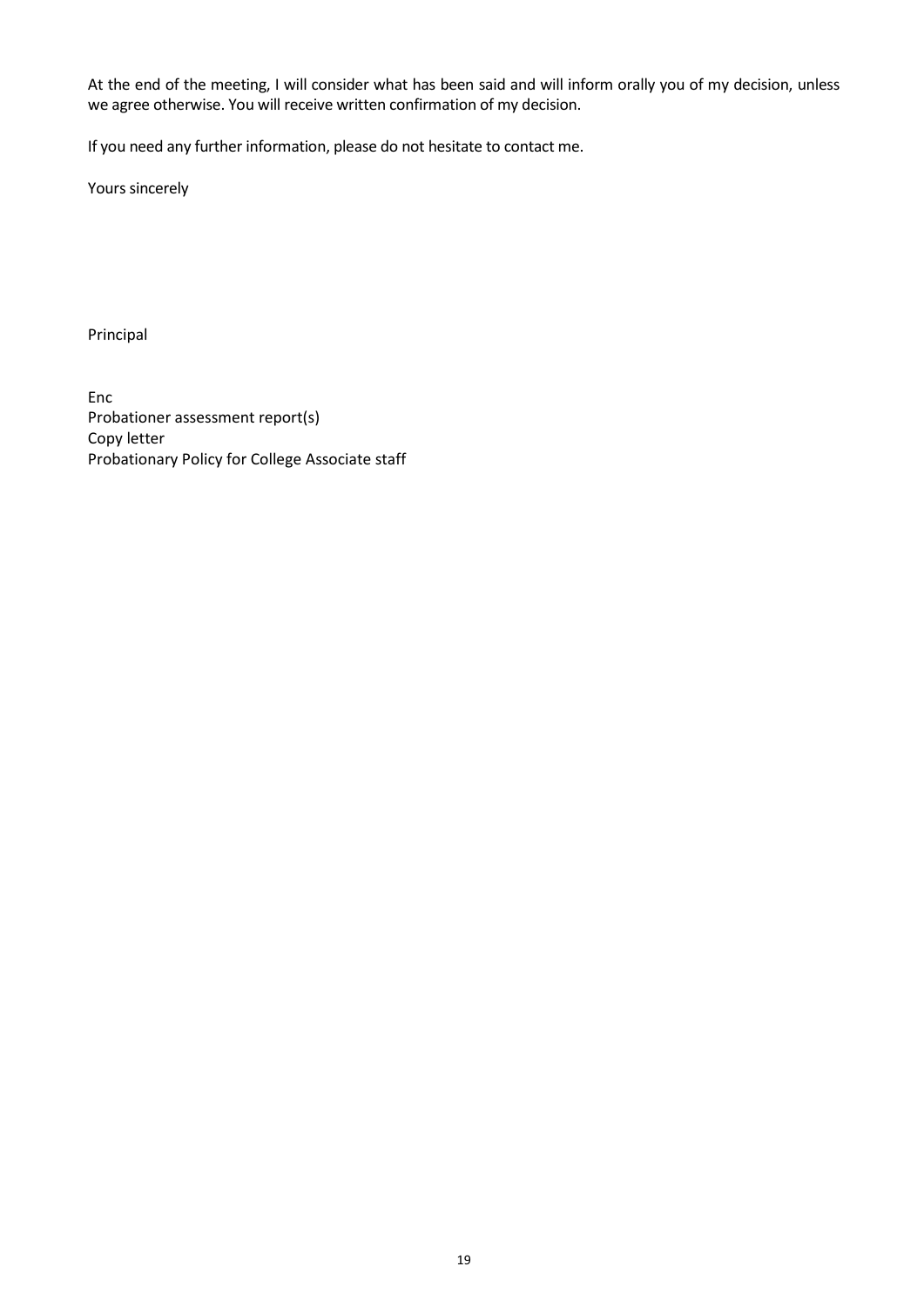At the end of the meeting, I will consider what has been said and will inform orally you of my decision, unless we agree otherwise. You will receive written confirmation of my decision.

If you need any further information, please do not hesitate to contact me.

Yours sincerely

Principal

Enc
Probationer assessment report(s)
Copy letter
Probationary Policy for College Associate staff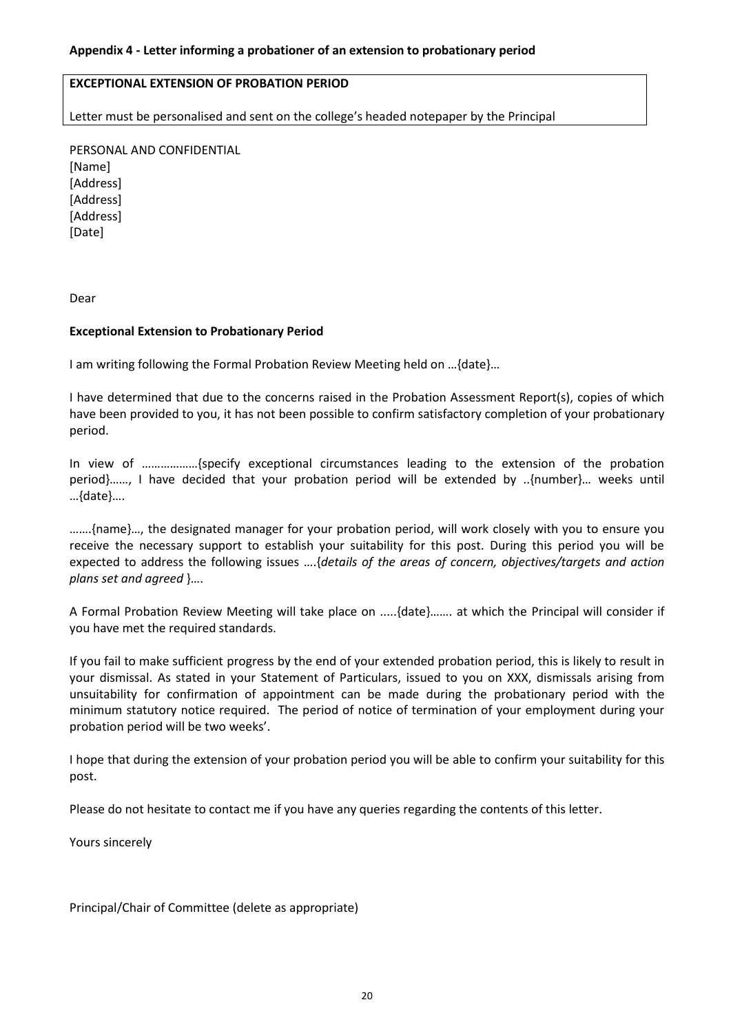**Appendix 4 - Letter informing a probationer of an extension to probationary period**

| **EXCEPTIONAL EXTENSION OF PROBATION PERIOD** |
| --- |
| Letter must be personalised and sent on the college's headed notepaper by the Principal |

PERSONAL AND CONFIDENTIAL
[Name]
[Address]
[Address]
[Address]
[Date]

Dear

**Exceptional Extension to Probationary Period**

I am writing following the Formal Probation Review Meeting held on …{date}…

I have determined that due to the concerns raised in the Probation Assessment Report(s), copies of which have been provided to you, it has not been possible to confirm satisfactory completion of your probationary period.

In view of ………………{specify exceptional circumstances leading to the extension of the probation period}……, I have decided that your probation period will be extended by ..{number}… weeks until …{date}….

…….{name}…, the designated manager for your probation period, will work closely with you to ensure you receive the necessary support to establish your suitability for this post. During this period you will be expected to address the following issues ….{*details of the areas of concern, objectives/targets and action plans set and agreed* }….

A Formal Probation Review Meeting will take place on .....{date}……. at which the Principal will consider if you have met the required standards.

If you fail to make sufficient progress by the end of your extended probation period, this is likely to result in your dismissal. As stated in your Statement of Particulars, issued to you on XXX, dismissals arising from unsuitability for confirmation of appointment can be made during the probationary period with the minimum statutory notice required. The period of notice of termination of your employment during your probation period will be two weeks'.

I hope that during the extension of your probation period you will be able to confirm your suitability for this post.

Please do not hesitate to contact me if you have any queries regarding the contents of this letter.

Yours sincerely

Principal/Chair of Committee (delete as appropriate)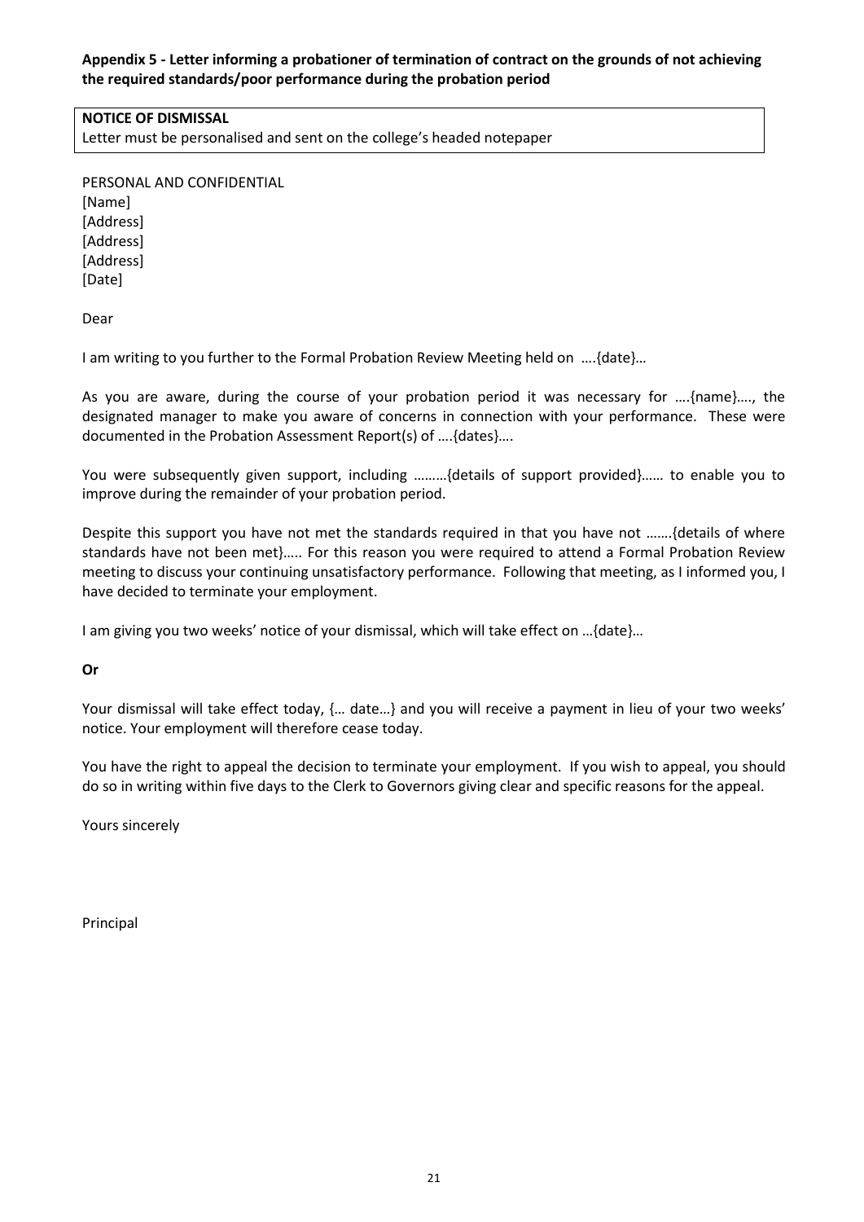**Appendix 5 - Letter informing a probationer of termination of contract on the grounds of not achieving the required standards/poor performance during the probation period**

| **NOTICE OF DISMISSAL**<br>Letter must be personalised and sent on the college's headed notepaper |
|---|

PERSONAL AND CONFIDENTIAL
[Name]
[Address]
[Address]
[Address]
[Date]

Dear

I am writing to you further to the Formal Probation Review Meeting held on ….{date}…

As you are aware, during the course of your probation period it was necessary for ….{name}…., the designated manager to make you aware of concerns in connection with your performance. These were documented in the Probation Assessment Report(s) of ….{dates}….

You were subsequently given support, including ………{details of support provided}…… to enable you to improve during the remainder of your probation period.

Despite this support you have not met the standards required in that you have not …….{details of where standards have not been met}….. For this reason you were required to attend a Formal Probation Review meeting to discuss your continuing unsatisfactory performance. Following that meeting, as I informed you, I have decided to terminate your employment.

I am giving you two weeks' notice of your dismissal, which will take effect on …{date}…

**Or**

Your dismissal will take effect today, {… date…} and you will receive a payment in lieu of your two weeks' notice. Your employment will therefore cease today.

You have the right to appeal the decision to terminate your employment. If you wish to appeal, you should do so in writing within five days to the Clerk to Governors giving clear and specific reasons for the appeal.

Yours sincerely

Principal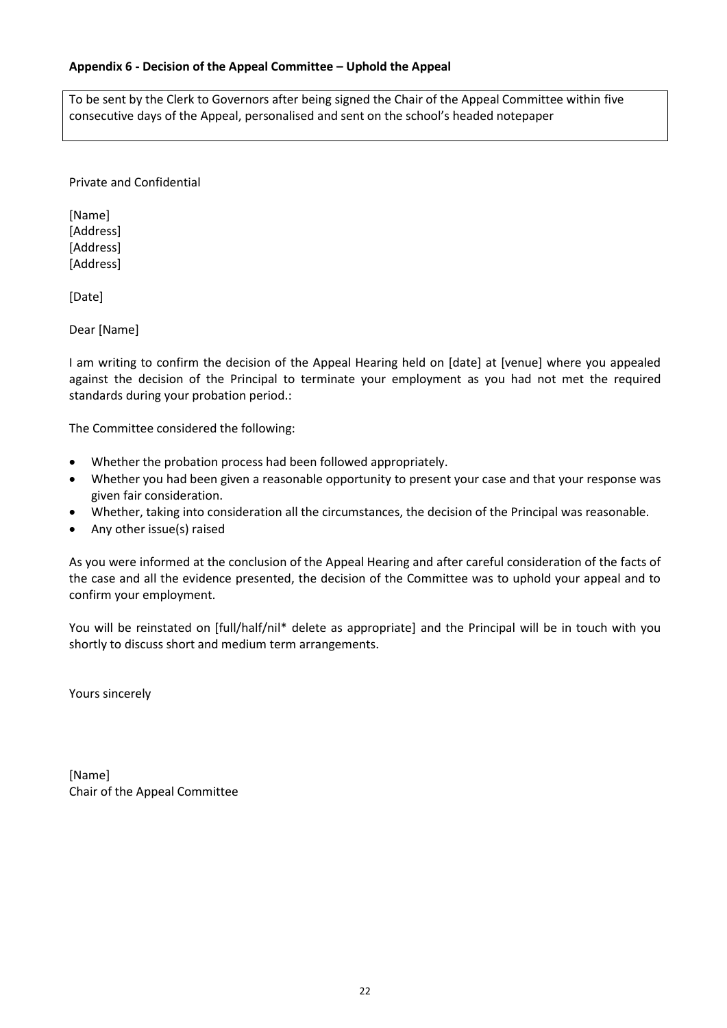**Appendix 6 - Decision of the Appeal Committee – Uphold the Appeal**

To be sent by the Clerk to Governors after being signed the Chair of the Appeal Committee within five consecutive days of the Appeal, personalised and sent on the school's headed notepaper

Private and Confidential

[Name]
[Address]
[Address]
[Address]

[Date]

Dear [Name]

I am writing to confirm the decision of the Appeal Hearing held on [date] at [venue] where you appealed against the decision of the Principal to terminate your employment as you had not met the required standards during your probation period.:

The Committee considered the following:

- Whether the probation process had been followed appropriately.
- Whether you had been given a reasonable opportunity to present your case and that your response was given fair consideration.
- Whether, taking into consideration all the circumstances, the decision of the Principal was reasonable.
- Any other issue(s) raised

As you were informed at the conclusion of the Appeal Hearing and after careful consideration of the facts of the case and all the evidence presented, the decision of the Committee was to uphold your appeal and to confirm your employment.

You will be reinstated on [full/half/nil* delete as appropriate] and the Principal will be in touch with you shortly to discuss short and medium term arrangements.

Yours sincerely

[Name]
Chair of the Appeal Committee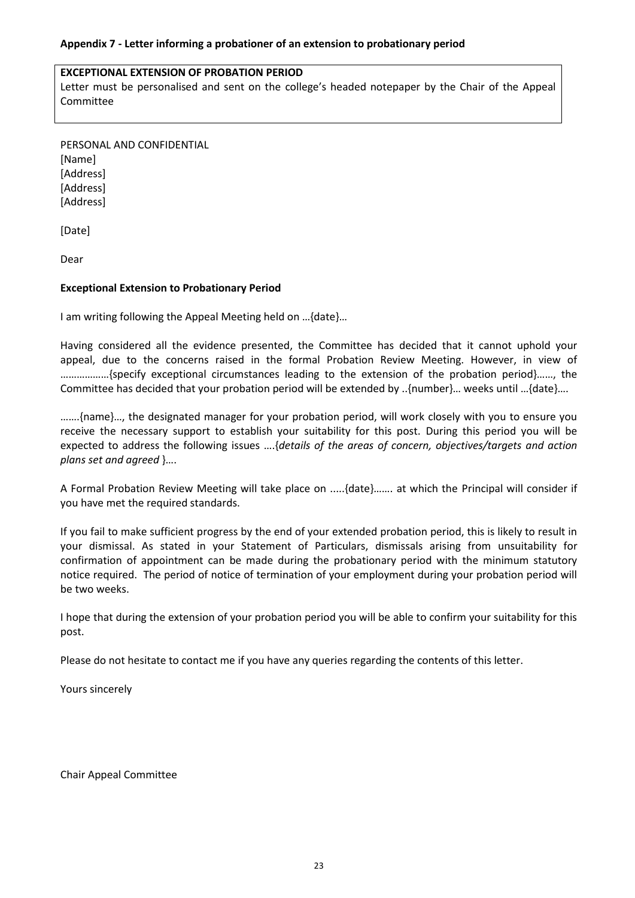**Appendix 7 - Letter informing a probationer of an extension to probationary period**

> **EXCEPTIONAL EXTENSION OF PROBATION PERIOD**
> Letter must be personalised and sent on the college's headed notepaper by the Chair of the Appeal Committee

PERSONAL AND CONFIDENTIAL
[Name]
[Address]
[Address]
[Address]

[Date]

Dear

**Exceptional Extension to Probationary Period**

I am writing following the Appeal Meeting held on …{date}…

Having considered all the evidence presented, the Committee has decided that it cannot uphold your appeal, due to the concerns raised in the formal Probation Review Meeting. However, in view of ………………{specify exceptional circumstances leading to the extension of the probation period}……, the Committee has decided that your probation period will be extended by ..{number}… weeks until …{date}….

…….{name}…, the designated manager for your probation period, will work closely with you to ensure you receive the necessary support to establish your suitability for this post. During this period you will be expected to address the following issues ….{*details of the areas of concern, objectives/targets and action plans set and agreed* }….

A Formal Probation Review Meeting will take place on .....{date}……. at which the Principal will consider if you have met the required standards.

If you fail to make sufficient progress by the end of your extended probation period, this is likely to result in your dismissal. As stated in your Statement of Particulars, dismissals arising from unsuitability for confirmation of appointment can be made during the probationary period with the minimum statutory notice required. The period of notice of termination of your employment during your probation period will be two weeks.

I hope that during the extension of your probation period you will be able to confirm your suitability for this post.

Please do not hesitate to contact me if you have any queries regarding the contents of this letter.

Yours sincerely

Chair Appeal Committee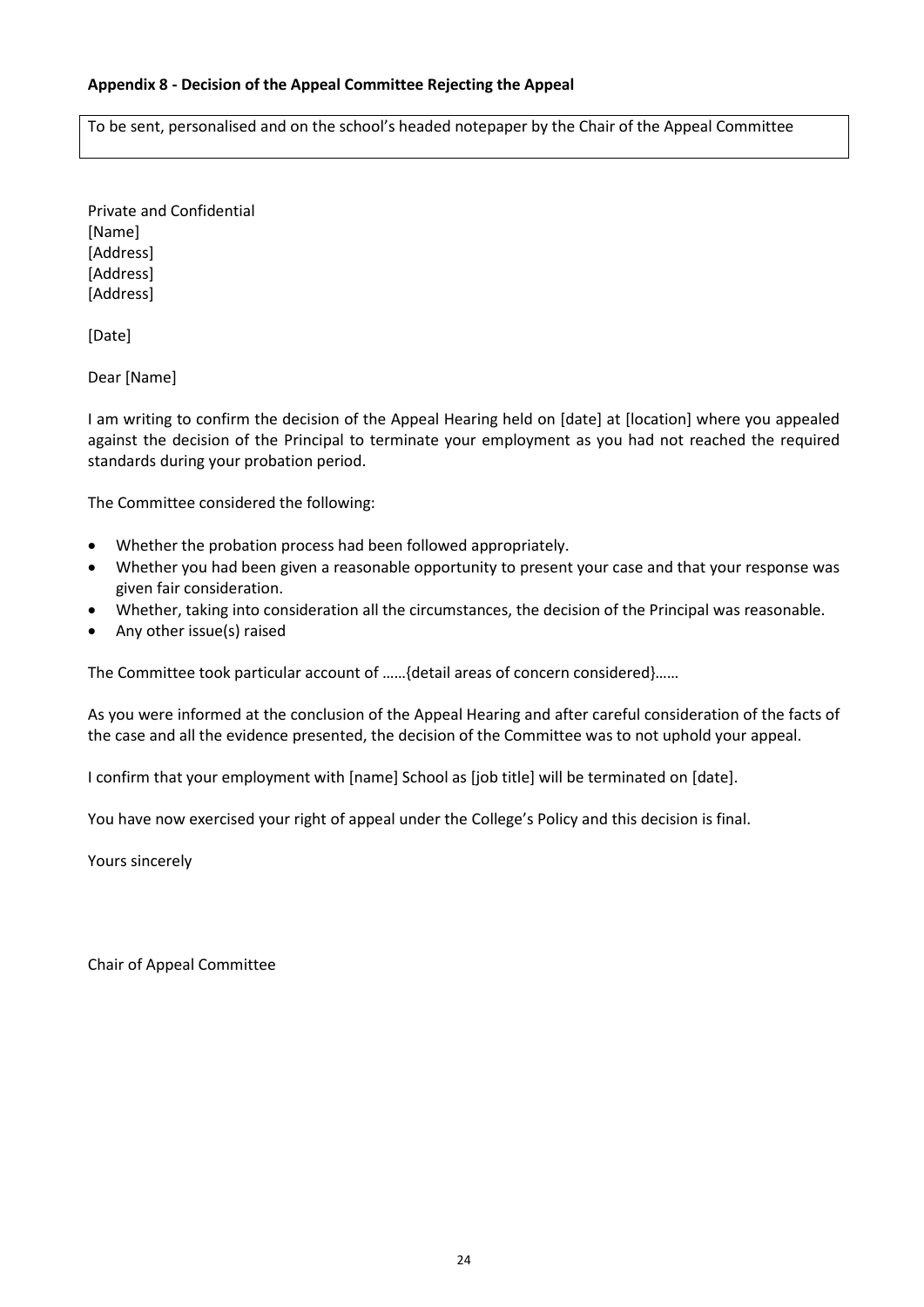**Appendix 8 - Decision of the Appeal Committee Rejecting the Appeal**

| |
|---|
| To be sent, personalised and on the school's headed notepaper by the Chair of the Appeal Committee |

Private and Confidential
[Name]
[Address]
[Address]
[Address]

[Date]

Dear [Name]

I am writing to confirm the decision of the Appeal Hearing held on [date] at [location] where you appealed against the decision of the Principal to terminate your employment as you had not reached the required standards during your probation period.

The Committee considered the following:

- Whether the probation process had been followed appropriately.
- Whether you had been given a reasonable opportunity to present your case and that your response was given fair consideration.
- Whether, taking into consideration all the circumstances, the decision of the Principal was reasonable.
- Any other issue(s) raised

The Committee took particular account of ……{detail areas of concern considered}……

As you were informed at the conclusion of the Appeal Hearing and after careful consideration of the facts of the case and all the evidence presented, the decision of the Committee was to not uphold your appeal.

I confirm that your employment with [name] School as [job title] will be terminated on [date].

You have now exercised your right of appeal under the College's Policy and this decision is final.

Yours sincerely

Chair of Appeal Committee